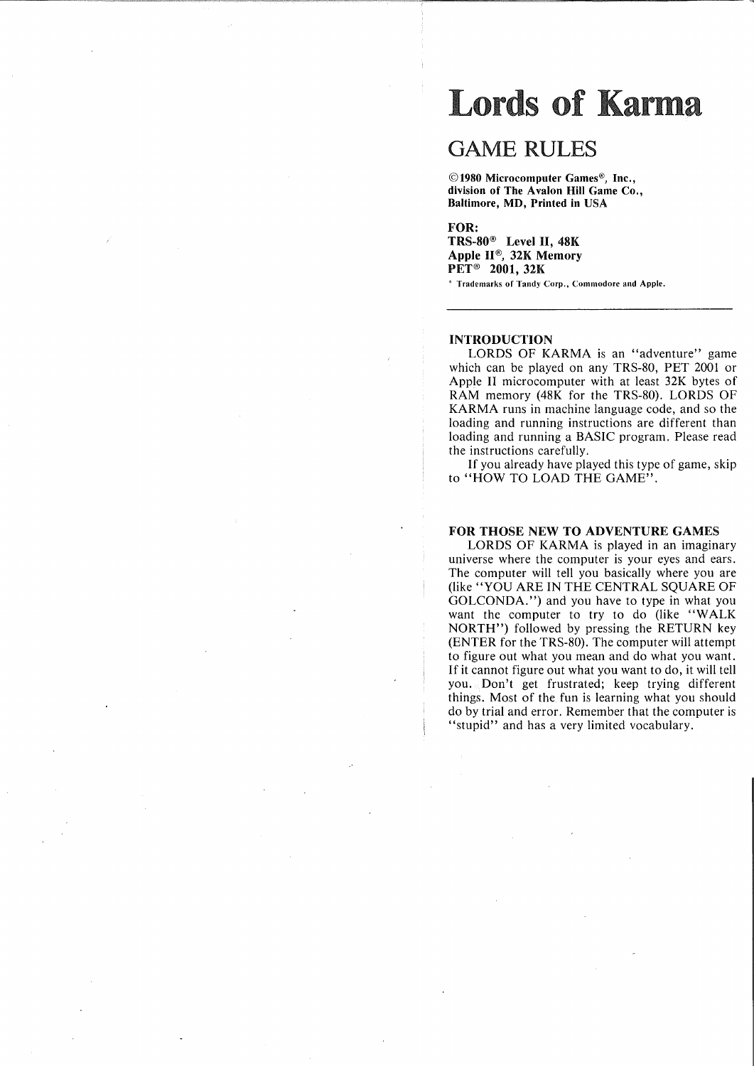# Lords of Karma

## GAME RULES

**©1980 Microcomputer Games®, Inc., division of The Avalon Hill Game Co., Baltimore, MD, Printed in USA**

**FOR:**
**TRS-80® Level II, 48K**
**Apple II®, 32K Memory**
**PET® 2001, 32K**

® Trademarks of Tandy Corp., Commodore and Apple.

---

### INTRODUCTION

LORDS OF KARMA is an "adventure" game which can be played on any TRS-80, PET 2001 or Apple II microcomputer with at least 32K bytes of RAM memory (48K for the TRS-80). LORDS OF KARMA runs in machine language code, and so the loading and running instructions are different than loading and running a BASIC program. Please read the instructions carefully.

If you already have played this type of game, skip to "HOW TO LOAD THE GAME".

### FOR THOSE NEW TO ADVENTURE GAMES

LORDS OF KARMA is played in an imaginary universe where the computer is your eyes and ears. The computer will tell you basically where you are (like "YOU ARE IN THE CENTRAL SQUARE OF GOLCONDA.") and you have to type in what you want the computer to try to do (like "WALK NORTH") followed by pressing the RETURN key (ENTER for the TRS-80). The computer will attempt to figure out what you mean and do what you want. If it cannot figure out what you want to do, it will tell you. Don't get frustrated; keep trying different things. Most of the fun is learning what you should do by trial and error. Remember that the computer is "stupid" and has a very limited vocabulary.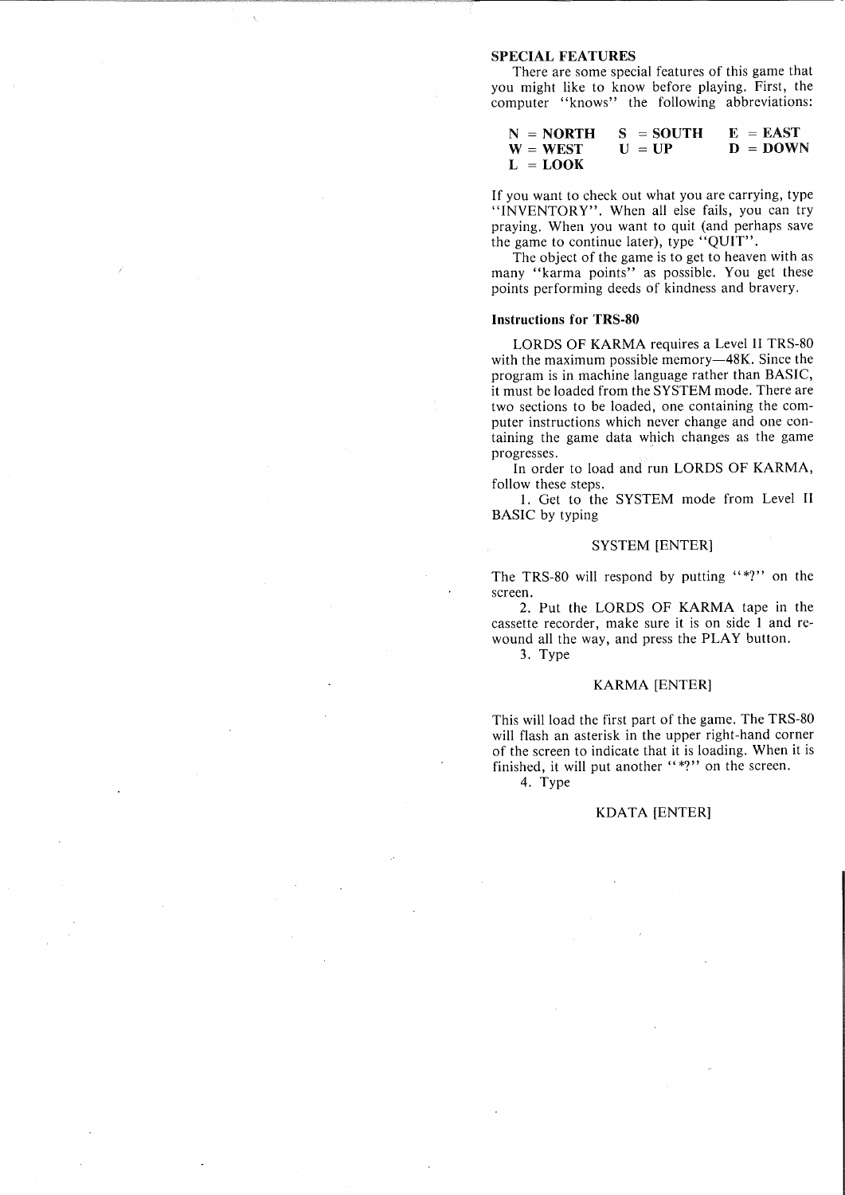## SPECIAL FEATURES

There are some special features of this game that you might like to know before playing. First, the computer "knows" the following abbreviations:

| | | |
|---|---|---|
| **N = NORTH** | **S = SOUTH** | **E = EAST** |
| **W = WEST** | **U = UP** | **D = DOWN** |
| **L = LOOK** | | |

If you want to check out what you are carrying, type "INVENTORY". When all else fails, you can try praying. When you want to quit (and perhaps save the game to continue later), type "QUIT".

The object of the game is to get to heaven with as many "karma points" as possible. You get these points performing deeds of kindness and bravery.

### Instructions for TRS-80

LORDS OF KARMA requires a Level II TRS-80 with the maximum possible memory—48K. Since the program is in machine language rather than BASIC, it must be loaded from the SYSTEM mode. There are two sections to be loaded, one containing the computer instructions which never change and one containing the game data which changes as the game progresses.

In order to load and run LORDS OF KARMA, follow these steps.

1. Get to the SYSTEM mode from Level II BASIC by typing

SYSTEM [ENTER]

The TRS-80 will respond by putting "*?" on the screen.

2. Put the LORDS OF KARMA tape in the cassette recorder, make sure it is on side 1 and rewound all the way, and press the PLAY button.

3. Type

KARMA [ENTER]

This will load the first part of the game. The TRS-80 will flash an asterisk in the upper right-hand corner of the screen to indicate that it is loading. When it is finished, it will put another "*?" on the screen.

4. Type

KDATA [ENTER]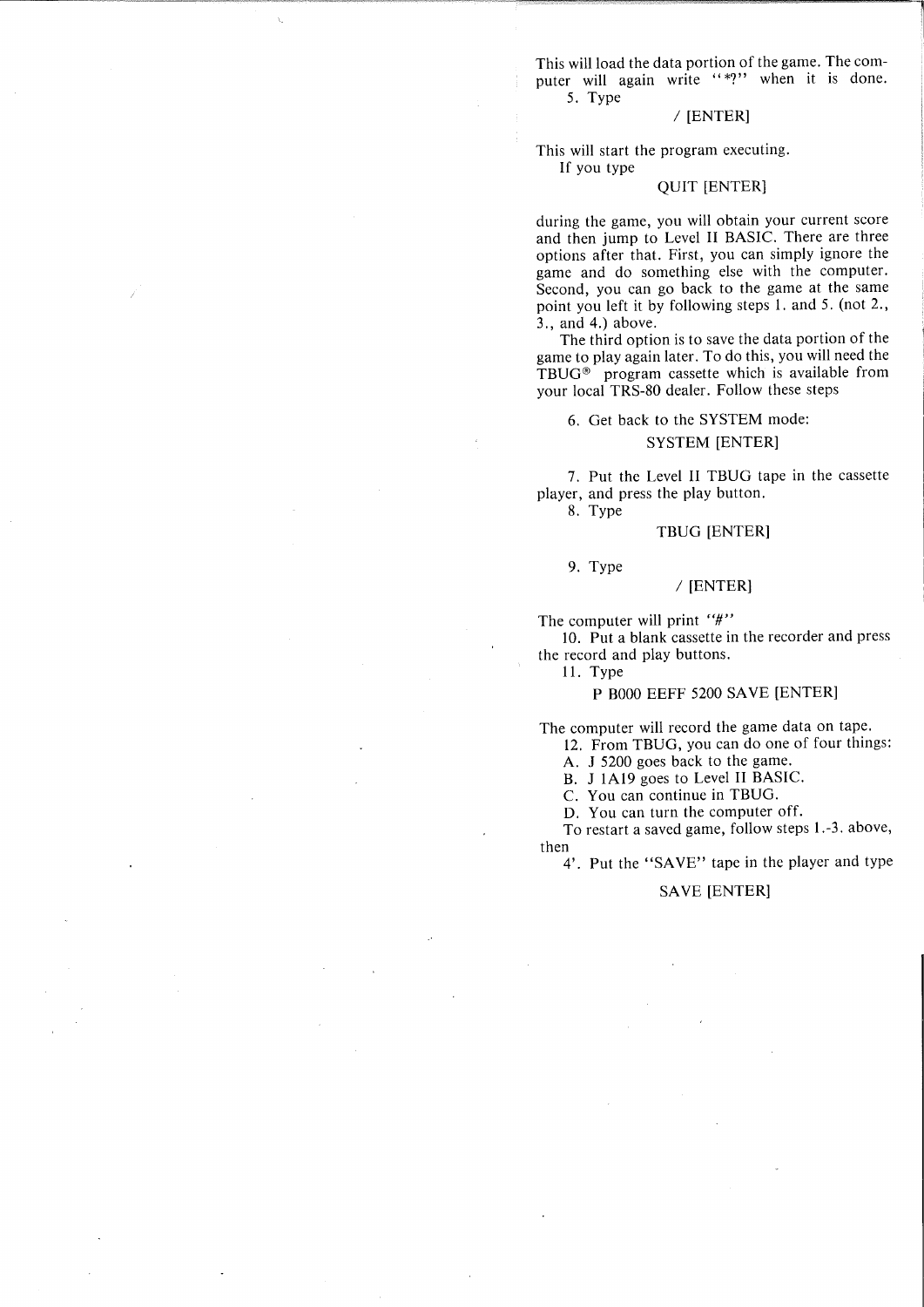This will load the data portion of the game. The computer will again write "*?" when it is done.

5. Type

/ [ENTER]

This will start the program executing.

If you type

QUIT [ENTER]

during the game, you will obtain your current score and then jump to Level II BASIC. There are three options after that. First, you can simply ignore the game and do something else with the computer. Second, you can go back to the game at the same point you left it by following steps 1. and 5. (not 2., 3., and 4.) above.

The third option is to save the data portion of the game to play again later. To do this, you will need the TBUG® program cassette which is available from your local TRS-80 dealer. Follow these steps

6. Get back to the SYSTEM mode:

SYSTEM [ENTER]

7. Put the Level II TBUG tape in the cassette player, and press the play button.

8. Type

TBUG [ENTER]

9. Type

/ [ENTER]

The computer will print "#"

10. Put a blank cassette in the recorder and press the record and play buttons.

11. Type

P B000 EEFF 5200 SAVE [ENTER]

The computer will record the game data on tape.

12. From TBUG, you can do one of four things:

A. J 5200 goes back to the game.

B. J 1A19 goes to Level II BASIC.

C. You can continue in TBUG.

D. You can turn the computer off.

To restart a saved game, follow steps 1.-3. above, then

4'. Put the "SAVE" tape in the player and type

SAVE [ENTER]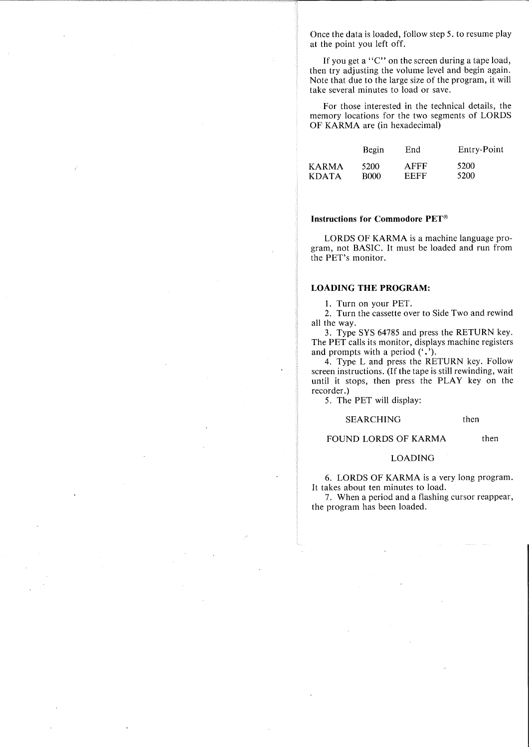Once the data is loaded, follow step 5. to resume play at the point you left off.

If you get a "C" on the screen during a tape load, then try adjusting the volume level and begin again. Note that due to the large size of the program, it will take several minutes to load or save.

For those interested in the technical details, the memory locations for the two segments of LORDS OF KARMA are (in hexadecimal)

| | Begin | End | Entry-Point |
|---|---|---|---|
| KARMA | 5200 | AFFF | 5200 |
| KDATA | B000 | EEFF | 5200 |

### Instructions for Commodore PET®

LORDS OF KARMA is a machine language program, not BASIC. It must be loaded and run from the PET's monitor.

### LOADING THE PROGRAM:

1. Turn on your PET.
2. Turn the cassette over to Side Two and rewind all the way.
3. Type SYS 64785 and press the RETURN key. The PET calls its monitor, displays machine registers and prompts with a period ('.').
4. Type L and press the RETURN key. Follow screen instructions. (If the tape is still rewinding, wait until it stops, then press the PLAY key on the recorder.)
5. The PET will display:

   SEARCHING then

   FOUND LORDS OF KARMA then

   LOADING

6. LORDS OF KARMA is a very long program. It takes about ten minutes to load.
7. When a period and a flashing cursor reappear, the program has been loaded.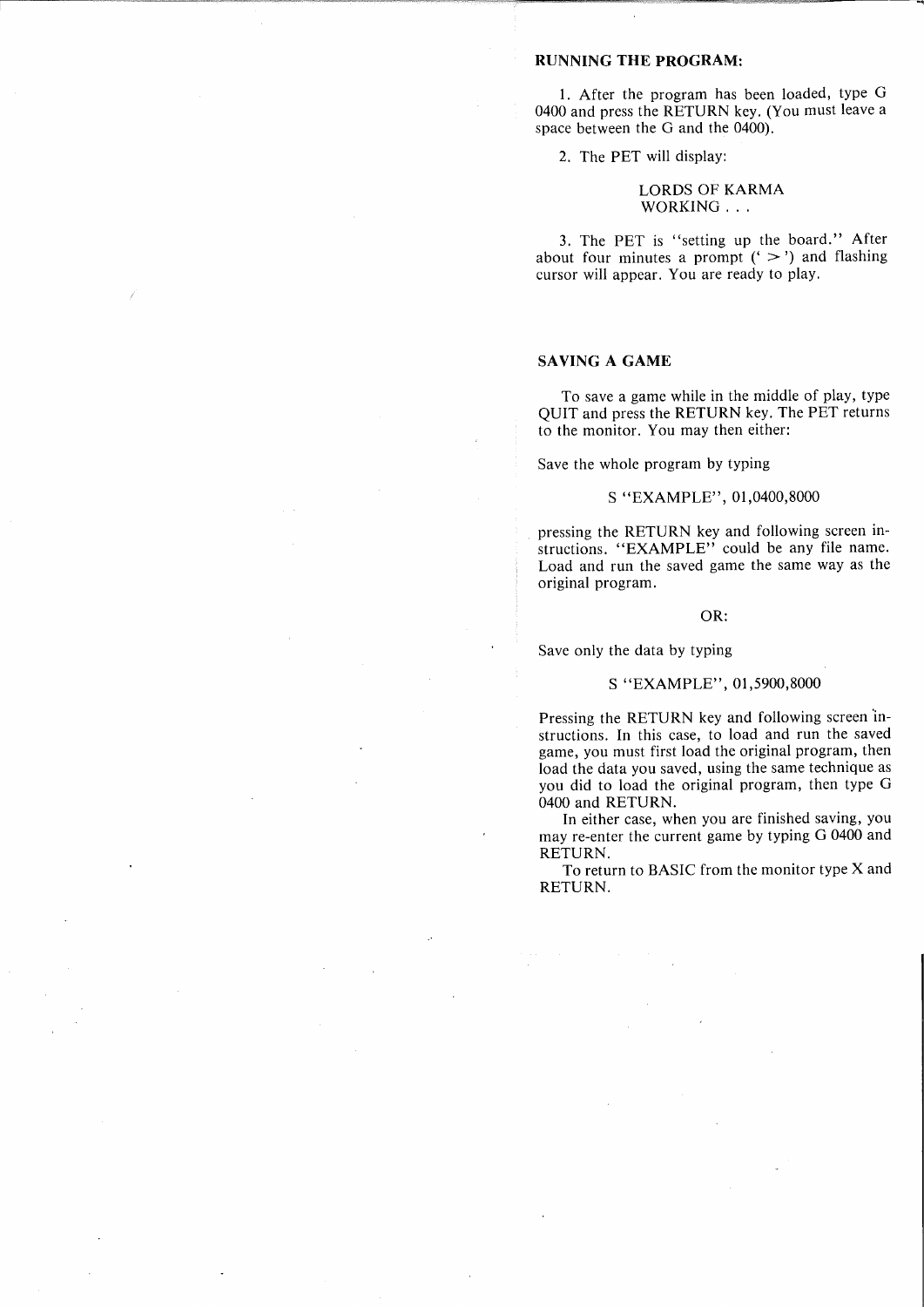## RUNNING THE PROGRAM:

1. After the program has been loaded, type G 0400 and press the RETURN key. (You must leave a space between the G and the 0400).

2. The PET will display:

LORDS OF KARMA
WORKING . . .

3. The PET is "setting up the board." After about four minutes a prompt (' > ') and flashing cursor will appear. You are ready to play.

## SAVING A GAME

To save a game while in the middle of play, type QUIT and press the RETURN key. The PET returns to the monitor. You may then either:

Save the whole program by typing

S "EXAMPLE", 01,0400,8000

pressing the RETURN key and following screen instructions. "EXAMPLE" could be any file name. Load and run the saved game the same way as the original program.

OR:

Save only the data by typing

S "EXAMPLE", 01,5900,8000

Pressing the RETURN key and following screen instructions. In this case, to load and run the saved game, you must first load the original program, then load the data you saved, using the same technique as you did to load the original program, then type G 0400 and RETURN.

In either case, when you are finished saving, you may re-enter the current game by typing G 0400 and RETURN.

To return to BASIC from the monitor type X and RETURN.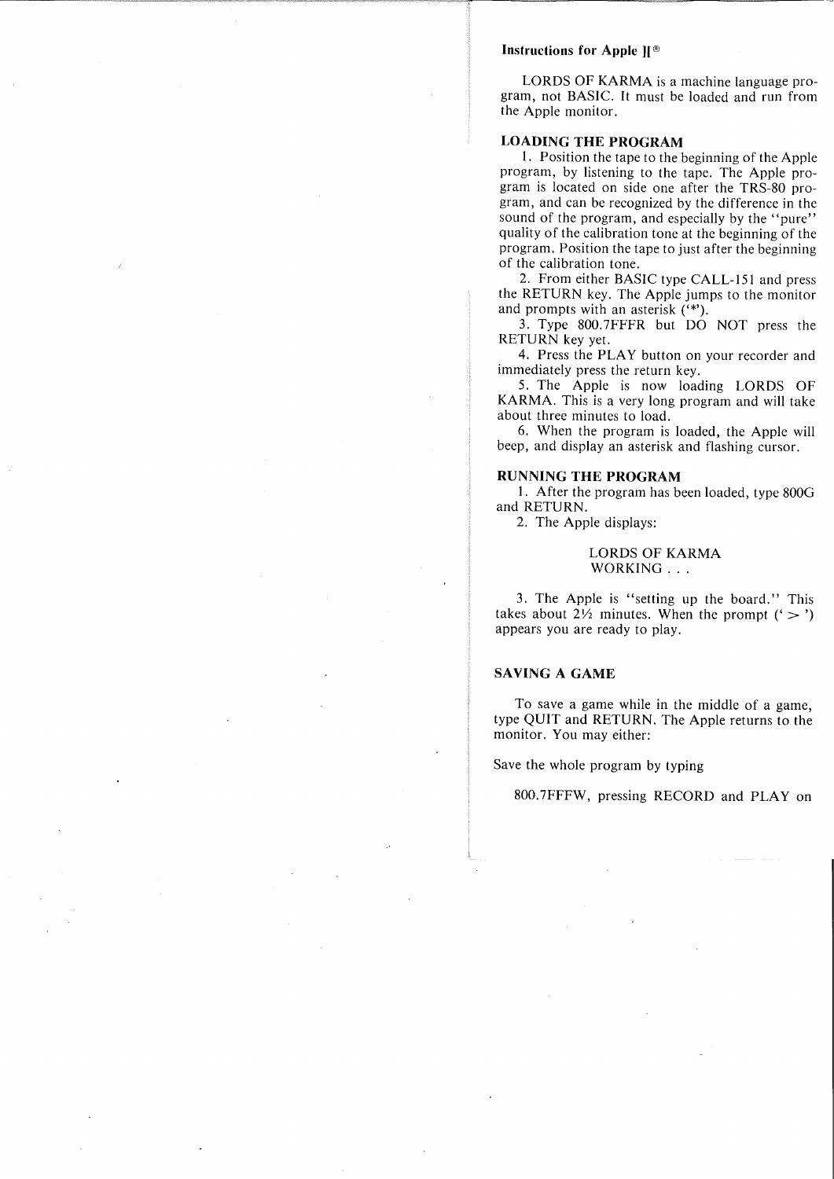### Instructions for Apple ][®

LORDS OF KARMA is a machine language program, not BASIC. It must be loaded and run from the Apple monitor.

### LOADING THE PROGRAM

1. Position the tape to the beginning of the Apple program, by listening to the tape. The Apple program is located on side one after the TRS-80 program, and can be recognized by the difference in the sound of the program, and especially by the "pure" quality of the calibration tone at the beginning of the program. Position the tape to just after the beginning of the calibration tone.
2. From either BASIC type CALL-151 and press the RETURN key. The Apple jumps to the monitor and prompts with an asterisk ('*').
3. Type 800.7FFFR but DO NOT press the RETURN key yet.
4. Press the PLAY button on your recorder and immediately press the return key.
5. The Apple is now loading LORDS OF KARMA. This is a very long program and will take about three minutes to load.
6. When the program is loaded, the Apple will beep, and display an asterisk and flashing cursor.

### RUNNING THE PROGRAM

1. After the program has been loaded, type 800G and RETURN.
2. The Apple displays:

   LORDS OF KARMA
   WORKING . . .

3. The Apple is "setting up the board." This takes about 2½ minutes. When the prompt ('>') appears you are ready to play.

### SAVING A GAME

To save a game while in the middle of a game, type QUIT and RETURN. The Apple returns to the monitor. You may either:

Save the whole program by typing

800.7FFFW, pressing RECORD and PLAY on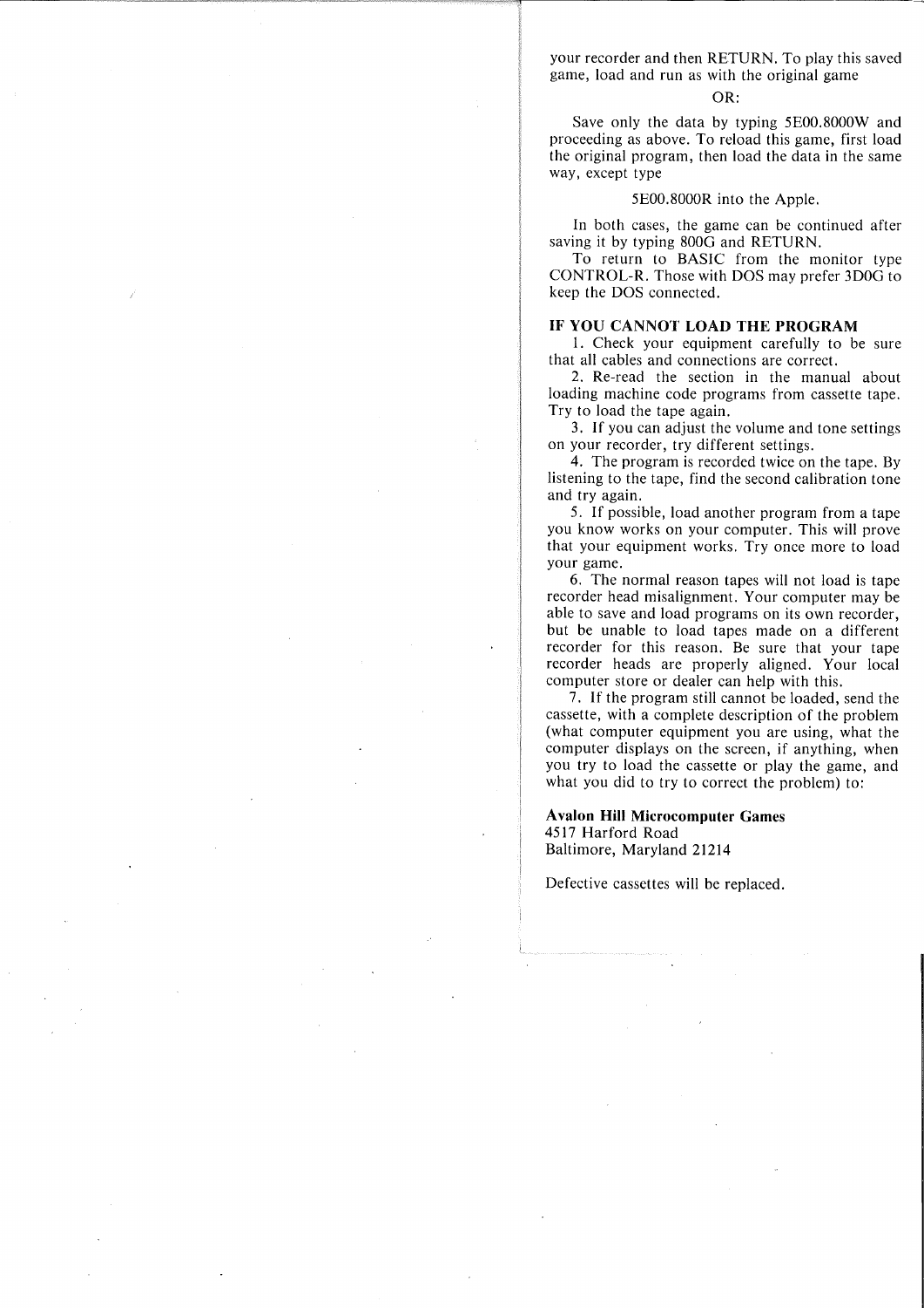your recorder and then RETURN. To play this saved game, load and run as with the original game

OR:

Save only the data by typing 5E00.8000W and proceeding as above. To reload this game, first load the original program, then load the data in the same way, except type

5E00.8000R into the Apple.

In both cases, the game can be continued after saving it by typing 800G and RETURN.

To return to BASIC from the monitor type CONTROL-R. Those with DOS may prefer 3D0G to keep the DOS connected.

**IF YOU CANNOT LOAD THE PROGRAM**

1. Check your equipment carefully to be sure that all cables and connections are correct.
2. Re-read the section in the manual about loading machine code programs from cassette tape. Try to load the tape again.
3. If you can adjust the volume and tone settings on your recorder, try different settings.
4. The program is recorded twice on the tape. By listening to the tape, find the second calibration tone and try again.
5. If possible, load another program from a tape you know works on your computer. This will prove that your equipment works. Try once more to load your game.
6. The normal reason tapes will not load is tape recorder head misalignment. Your computer may be able to save and load programs on its own recorder, but be unable to load tapes made on a different recorder for this reason. Be sure that your tape recorder heads are properly aligned. Your local computer store or dealer can help with this.
7. If the program still cannot be loaded, send the cassette, with a complete description of the problem (what computer equipment you are using, what the computer displays on the screen, if anything, when you try to load the cassette or play the game, and what you did to try to correct the problem) to:

**Avalon Hill Microcomputer Games**
4517 Harford Road
Baltimore, Maryland 21214

Defective cassettes will be replaced.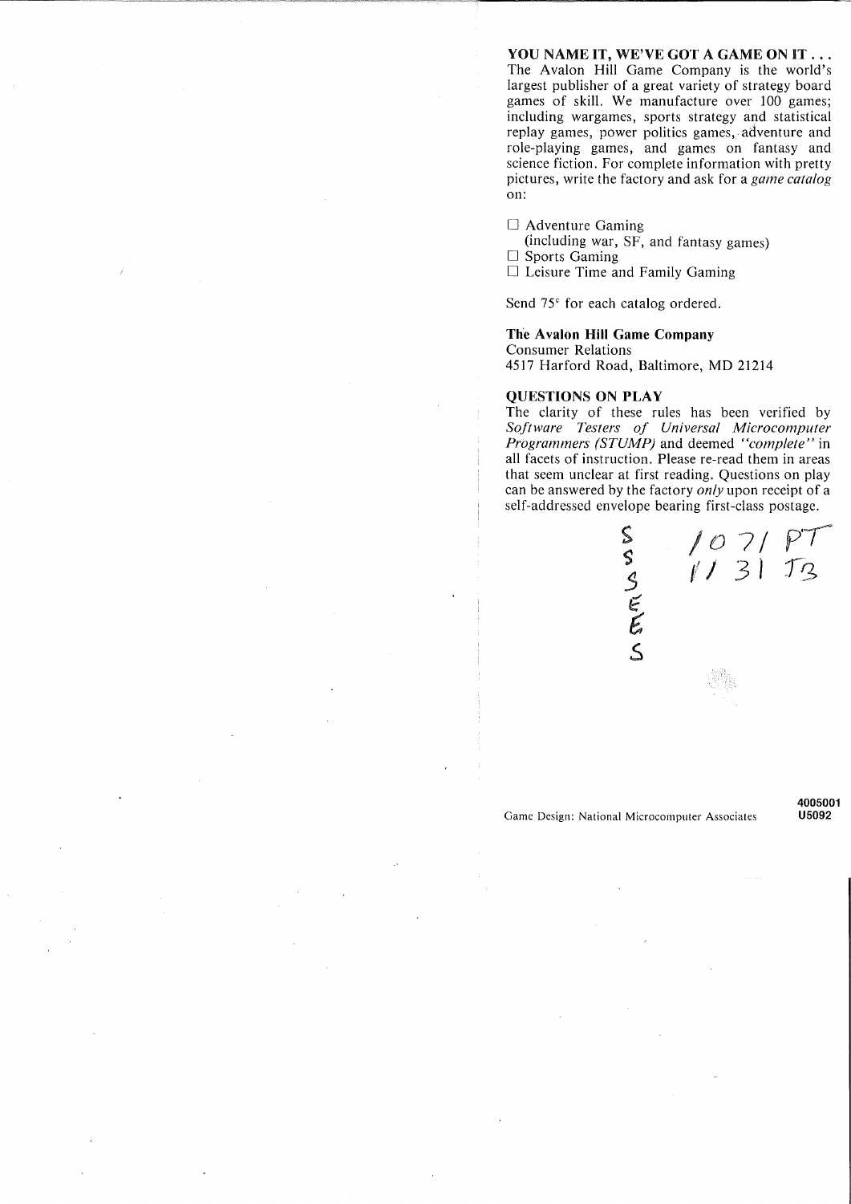**YOU NAME IT, WE'VE GOT A GAME ON IT . . .**
The Avalon Hill Game Company is the world's largest publisher of a great variety of strategy board games of skill. We manufacture over 100 games; including wargames, sports strategy and statistical replay games, power politics games, adventure and role-playing games, and games on fantasy and science fiction. For complete information with pretty pictures, write the factory and ask for a *game catalog* on:

☐ Adventure Gaming
(including war, SF, and fantasy games)
☐ Sports Gaming
☐ Leisure Time and Family Gaming

Send 75¢ for each catalog ordered.

**The Avalon Hill Game Company**
Consumer Relations
4517 Harford Road, Baltimore, MD 21214

**QUESTIONS ON PLAY**
The clarity of these rules has been verified by *Software Testers of Universal Microcomputer Programmers (STUMP)* and deemed *"complete"* in all facets of instruction. Please re-read them in areas that seem unclear at first reading. Questions on play can be answered by the factory *only* upon receipt of a self-addressed envelope bearing first-class postage.

S
S
S
E
E
S

1071 PT
1131 TB

Game Design: National Microcomputer Associates

**4005001**
**U5092**